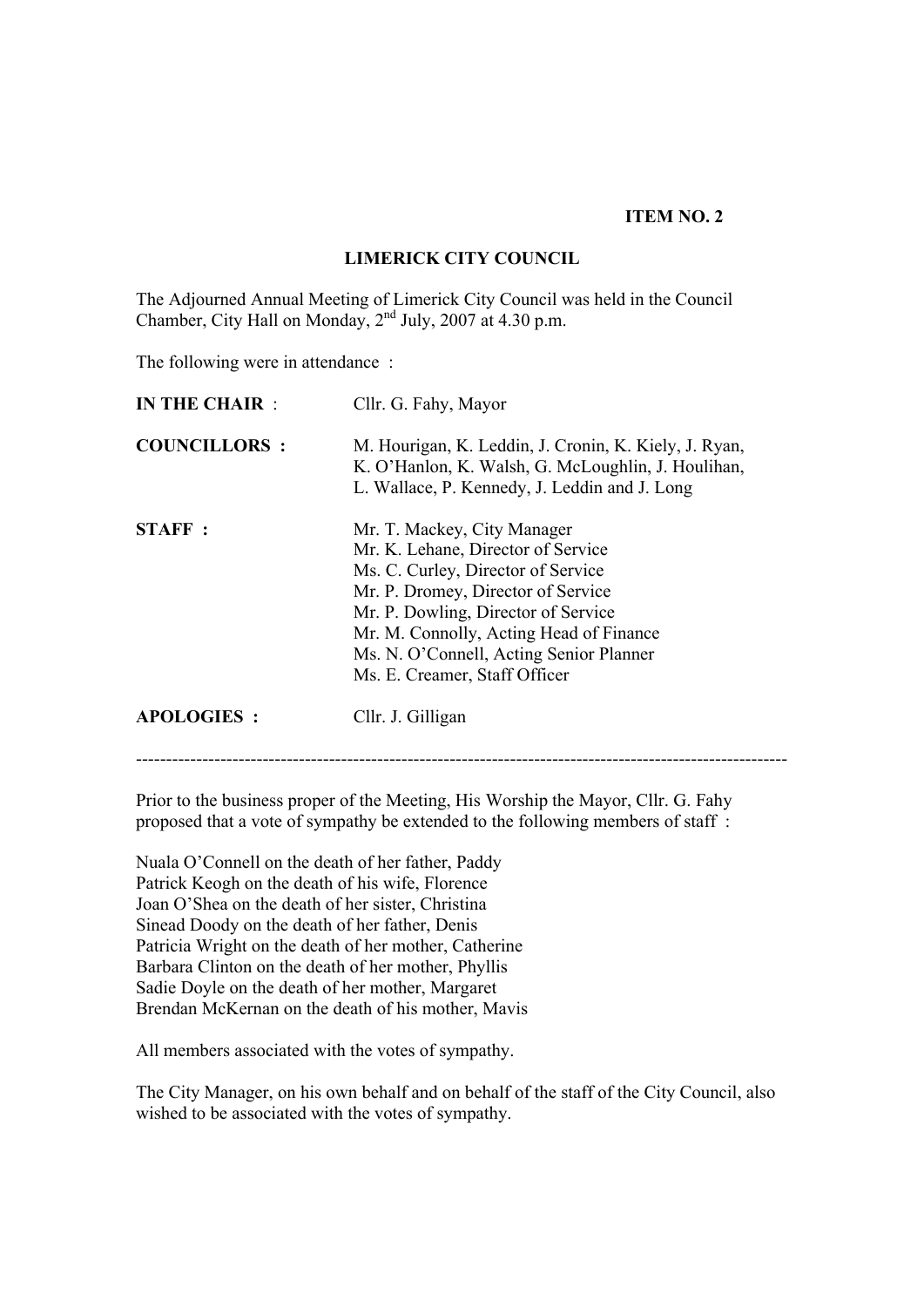**ITEM NO. 2**

**LIMERICK CITY COUNCIL**

The Adjourned Annual Meeting of Limerick City Council was held in the Council Chamber, City Hall on Monday, 2nd July, 2007 at 4.30 p.m.

The following were in attendance :

| | |
|---|---|
| **IN THE CHAIR** : | Cllr. G. Fahy, Mayor |
| **COUNCILLORS :** | M. Hourigan, K. Leddin, J. Cronin, K. Kiely, J. Ryan, K. O'Hanlon, K. Walsh, G. McLoughlin, J. Houlihan, L. Wallace, P. Kennedy, J. Leddin and J. Long |
| **STAFF :** | Mr. T. Mackey, City Manager<br>Mr. K. Lehane, Director of Service<br>Ms. C. Curley, Director of Service<br>Mr. P. Dromey, Director of Service<br>Mr. P. Dowling, Director of Service<br>Mr. M. Connolly, Acting Head of Finance<br>Ms. N. O'Connell, Acting Senior Planner<br>Ms. E. Creamer, Staff Officer |
| **APOLOGIES :** | Cllr. J. Gilligan |

---

Prior to the business proper of the Meeting, His Worship the Mayor, Cllr. G. Fahy proposed that a vote of sympathy be extended to the following members of staff :

Nuala O'Connell on the death of her father, Paddy
Patrick Keogh on the death of his wife, Florence
Joan O'Shea on the death of her sister, Christina
Sinead Doody on the death of her father, Denis
Patricia Wright on the death of her mother, Catherine
Barbara Clinton on the death of her mother, Phyllis
Sadie Doyle on the death of her mother, Margaret
Brendan McKernan on the death of his mother, Mavis

All members associated with the votes of sympathy.

The City Manager, on his own behalf and on behalf of the staff of the City Council, also wished to be associated with the votes of sympathy.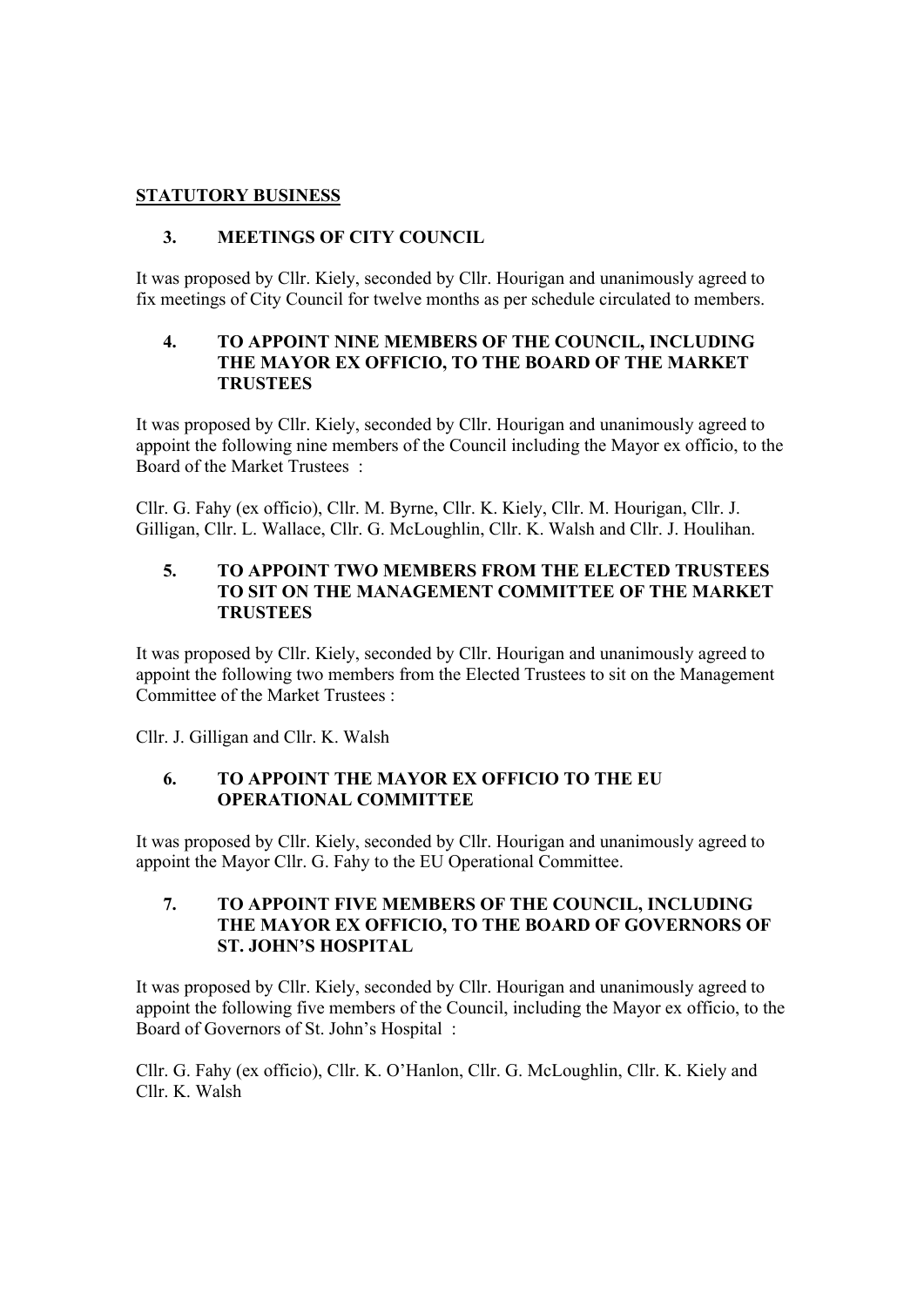## STATUTORY BUSINESS

### 3. MEETINGS OF CITY COUNCIL

It was proposed by Cllr. Kiely, seconded by Cllr. Hourigan and unanimously agreed to fix meetings of City Council for twelve months as per schedule circulated to members.

### 4. TO APPOINT NINE MEMBERS OF THE COUNCIL, INCLUDING THE MAYOR EX OFFICIO, TO THE BOARD OF THE MARKET TRUSTEES

It was proposed by Cllr. Kiely, seconded by Cllr. Hourigan and unanimously agreed to appoint the following nine members of the Council including the Mayor ex officio, to the Board of the Market Trustees :

Cllr. G. Fahy (ex officio), Cllr. M. Byrne, Cllr. K. Kiely, Cllr. M. Hourigan, Cllr. J. Gilligan, Cllr. L. Wallace, Cllr. G. McLoughlin, Cllr. K. Walsh and Cllr. J. Houlihan.

### 5. TO APPOINT TWO MEMBERS FROM THE ELECTED TRUSTEES TO SIT ON THE MANAGEMENT COMMITTEE OF THE MARKET TRUSTEES

It was proposed by Cllr. Kiely, seconded by Cllr. Hourigan and unanimously agreed to appoint the following two members from the Elected Trustees to sit on the Management Committee of the Market Trustees :

Cllr. J. Gilligan and Cllr. K. Walsh

### 6. TO APPOINT THE MAYOR EX OFFICIO TO THE EU OPERATIONAL COMMITTEE

It was proposed by Cllr. Kiely, seconded by Cllr. Hourigan and unanimously agreed to appoint the Mayor Cllr. G. Fahy to the EU Operational Committee.

### 7. TO APPOINT FIVE MEMBERS OF THE COUNCIL, INCLUDING THE MAYOR EX OFFICIO, TO THE BOARD OF GOVERNORS OF ST. JOHN'S HOSPITAL

It was proposed by Cllr. Kiely, seconded by Cllr. Hourigan and unanimously agreed to appoint the following five members of the Council, including the Mayor ex officio, to the Board of Governors of St. John's Hospital :

Cllr. G. Fahy (ex officio), Cllr. K. O'Hanlon, Cllr. G. McLoughlin, Cllr. K. Kiely and Cllr. K. Walsh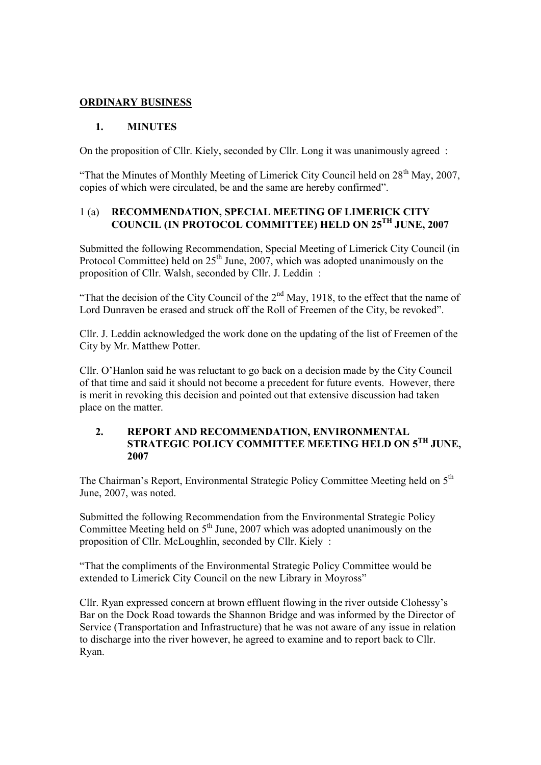**ORDINARY BUSINESS**

## 1. MINUTES

On the proposition of Cllr. Kiely, seconded by Cllr. Long it was unanimously agreed :

"That the Minutes of Monthly Meeting of Limerick City Council held on 28th May, 2007, copies of which were circulated, be and the same are hereby confirmed".

## 1 (a) RECOMMENDATION, SPECIAL MEETING OF LIMERICK CITY COUNCIL (IN PROTOCOL COMMITTEE) HELD ON 25TH JUNE, 2007

Submitted the following Recommendation, Special Meeting of Limerick City Council (in Protocol Committee) held on 25th June, 2007, which was adopted unanimously on the proposition of Cllr. Walsh, seconded by Cllr. J. Leddin :

"That the decision of the City Council of the 2nd May, 1918, to the effect that the name of Lord Dunraven be erased and struck off the Roll of Freemen of the City, be revoked".

Cllr. J. Leddin acknowledged the work done on the updating of the list of Freemen of the City by Mr. Matthew Potter.

Cllr. O'Hanlon said he was reluctant to go back on a decision made by the City Council of that time and said it should not become a precedent for future events. However, there is merit in revoking this decision and pointed out that extensive discussion had taken place on the matter.

## 2. REPORT AND RECOMMENDATION, ENVIRONMENTAL STRATEGIC POLICY COMMITTEE MEETING HELD ON 5TH JUNE, 2007

The Chairman's Report, Environmental Strategic Policy Committee Meeting held on 5th June, 2007, was noted.

Submitted the following Recommendation from the Environmental Strategic Policy Committee Meeting held on 5th June, 2007 which was adopted unanimously on the proposition of Cllr. McLoughlin, seconded by Cllr. Kiely :

"That the compliments of the Environmental Strategic Policy Committee would be extended to Limerick City Council on the new Library in Moyross"

Cllr. Ryan expressed concern at brown effluent flowing in the river outside Clohessy's Bar on the Dock Road towards the Shannon Bridge and was informed by the Director of Service (Transportation and Infrastructure) that he was not aware of any issue in relation to discharge into the river however, he agreed to examine and to report back to Cllr. Ryan.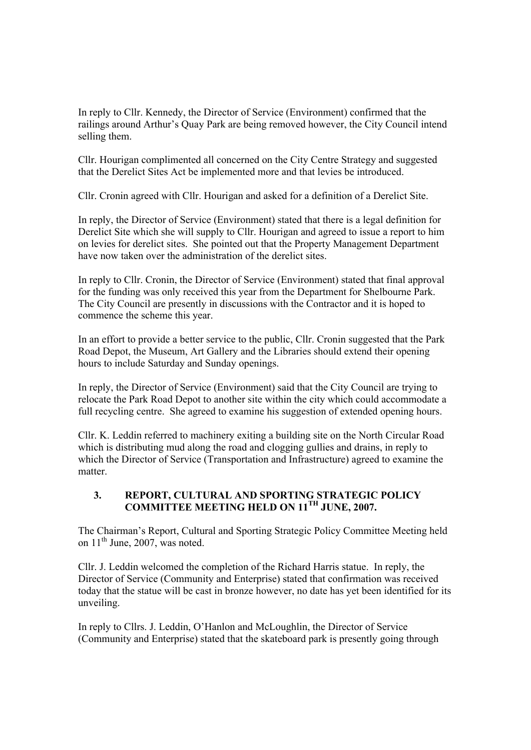In reply to Cllr. Kennedy, the Director of Service (Environment) confirmed that the railings around Arthur's Quay Park are being removed however, the City Council intend selling them.

Cllr. Hourigan complimented all concerned on the City Centre Strategy and suggested that the Derelict Sites Act be implemented more and that levies be introduced.

Cllr. Cronin agreed with Cllr. Hourigan and asked for a definition of a Derelict Site.

In reply, the Director of Service (Environment) stated that there is a legal definition for Derelict Site which she will supply to Cllr. Hourigan and agreed to issue a report to him on levies for derelict sites. She pointed out that the Property Management Department have now taken over the administration of the derelict sites.

In reply to Cllr. Cronin, the Director of Service (Environment) stated that final approval for the funding was only received this year from the Department for Shelbourne Park. The City Council are presently in discussions with the Contractor and it is hoped to commence the scheme this year.

In an effort to provide a better service to the public, Cllr. Cronin suggested that the Park Road Depot, the Museum, Art Gallery and the Libraries should extend their opening hours to include Saturday and Sunday openings.

In reply, the Director of Service (Environment) said that the City Council are trying to relocate the Park Road Depot to another site within the city which could accommodate a full recycling centre. She agreed to examine his suggestion of extended opening hours.

Cllr. K. Leddin referred to machinery exiting a building site on the North Circular Road which is distributing mud along the road and clogging gullies and drains, in reply to which the Director of Service (Transportation and Infrastructure) agreed to examine the matter.

## 3. REPORT, CULTURAL AND SPORTING STRATEGIC POLICY COMMITTEE MEETING HELD ON 11TH JUNE, 2007.

The Chairman's Report, Cultural and Sporting Strategic Policy Committee Meeting held on 11th June, 2007, was noted.

Cllr. J. Leddin welcomed the completion of the Richard Harris statue. In reply, the Director of Service (Community and Enterprise) stated that confirmation was received today that the statue will be cast in bronze however, no date has yet been identified for its unveiling.

In reply to Cllrs. J. Leddin, O'Hanlon and McLoughlin, the Director of Service (Community and Enterprise) stated that the skateboard park is presently going through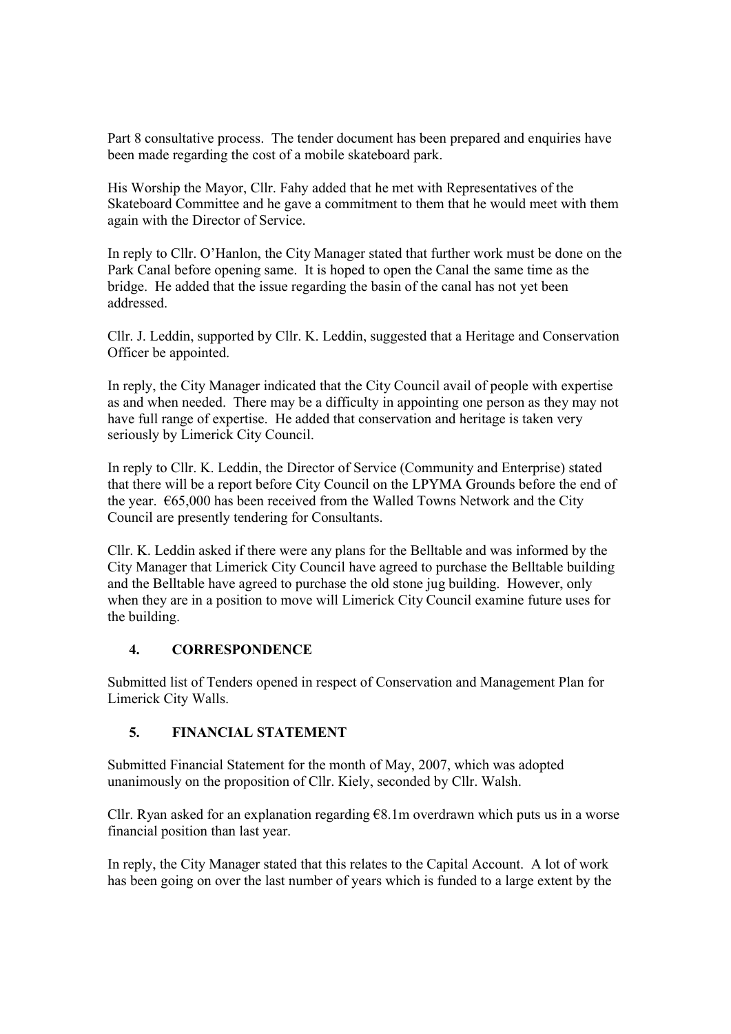Part 8 consultative process. The tender document has been prepared and enquiries have been made regarding the cost of a mobile skateboard park.

His Worship the Mayor, Cllr. Fahy added that he met with Representatives of the Skateboard Committee and he gave a commitment to them that he would meet with them again with the Director of Service.

In reply to Cllr. O'Hanlon, the City Manager stated that further work must be done on the Park Canal before opening same. It is hoped to open the Canal the same time as the bridge. He added that the issue regarding the basin of the canal has not yet been addressed.

Cllr. J. Leddin, supported by Cllr. K. Leddin, suggested that a Heritage and Conservation Officer be appointed.

In reply, the City Manager indicated that the City Council avail of people with expertise as and when needed. There may be a difficulty in appointing one person as they may not have full range of expertise. He added that conservation and heritage is taken very seriously by Limerick City Council.

In reply to Cllr. K. Leddin, the Director of Service (Community and Enterprise) stated that there will be a report before City Council on the LPYMA Grounds before the end of the year. €65,000 has been received from the Walled Towns Network and the City Council are presently tendering for Consultants.

Cllr. K. Leddin asked if there were any plans for the Belltable and was informed by the City Manager that Limerick City Council have agreed to purchase the Belltable building and the Belltable have agreed to purchase the old stone jug building. However, only when they are in a position to move will Limerick City Council examine future uses for the building.

## 4. CORRESPONDENCE

Submitted list of Tenders opened in respect of Conservation and Management Plan for Limerick City Walls.

## 5. FINANCIAL STATEMENT

Submitted Financial Statement for the month of May, 2007, which was adopted unanimously on the proposition of Cllr. Kiely, seconded by Cllr. Walsh.

Cllr. Ryan asked for an explanation regarding €8.1m overdrawn which puts us in a worse financial position than last year.

In reply, the City Manager stated that this relates to the Capital Account. A lot of work has been going on over the last number of years which is funded to a large extent by the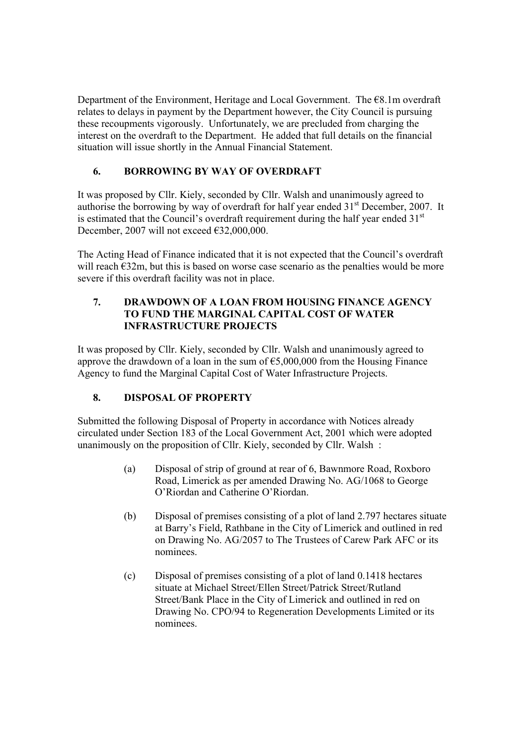Department of the Environment, Heritage and Local Government. The €8.1m overdraft relates to delays in payment by the Department however, the City Council is pursuing these recoupments vigorously. Unfortunately, we are precluded from charging the interest on the overdraft to the Department. He added that full details on the financial situation will issue shortly in the Annual Financial Statement.

## 6. BORROWING BY WAY OF OVERDRAFT

It was proposed by Cllr. Kiely, seconded by Cllr. Walsh and unanimously agreed to authorise the borrowing by way of overdraft for half year ended 31st December, 2007. It is estimated that the Council's overdraft requirement during the half year ended 31st December, 2007 will not exceed €32,000,000.

The Acting Head of Finance indicated that it is not expected that the Council's overdraft will reach €32m, but this is based on worse case scenario as the penalties would be more severe if this overdraft facility was not in place.

## 7. DRAWDOWN OF A LOAN FROM HOUSING FINANCE AGENCY TO FUND THE MARGINAL CAPITAL COST OF WATER INFRASTRUCTURE PROJECTS

It was proposed by Cllr. Kiely, seconded by Cllr. Walsh and unanimously agreed to approve the drawdown of a loan in the sum of €5,000,000 from the Housing Finance Agency to fund the Marginal Capital Cost of Water Infrastructure Projects.

## 8. DISPOSAL OF PROPERTY

Submitted the following Disposal of Property in accordance with Notices already circulated under Section 183 of the Local Government Act, 2001 which were adopted unanimously on the proposition of Cllr. Kiely, seconded by Cllr. Walsh :

(a) Disposal of strip of ground at rear of 6, Bawnmore Road, Roxboro Road, Limerick as per amended Drawing No. AG/1068 to George O'Riordan and Catherine O'Riordan.

(b) Disposal of premises consisting of a plot of land 2.797 hectares situate at Barry's Field, Rathbane in the City of Limerick and outlined in red on Drawing No. AG/2057 to The Trustees of Carew Park AFC or its nominees.

(c) Disposal of premises consisting of a plot of land 0.1418 hectares situate at Michael Street/Ellen Street/Patrick Street/Rutland Street/Bank Place in the City of Limerick and outlined in red on Drawing No. CPO/94 to Regeneration Developments Limited or its nominees.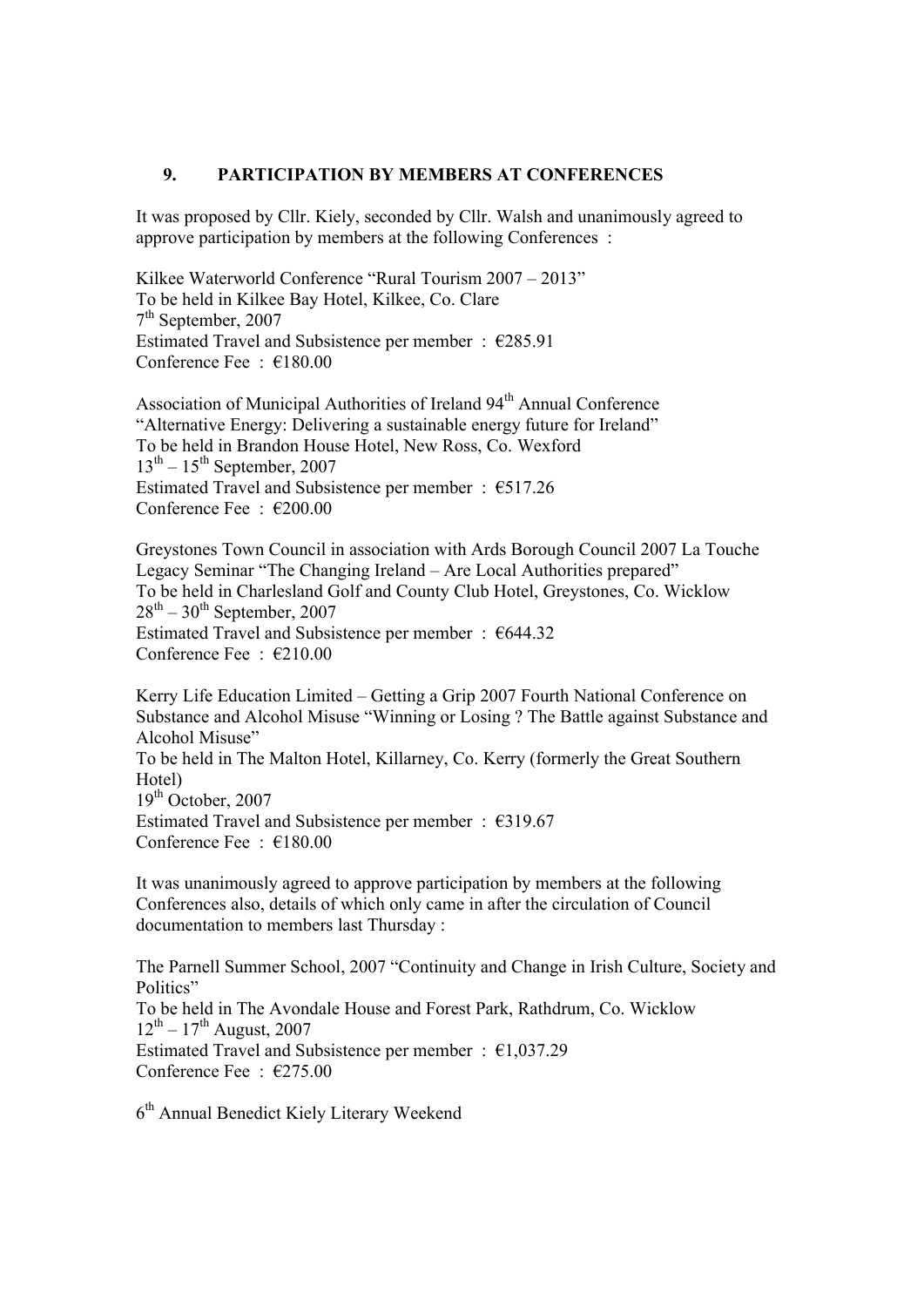## 9. PARTICIPATION BY MEMBERS AT CONFERENCES

It was proposed by Cllr. Kiely, seconded by Cllr. Walsh and unanimously agreed to approve participation by members at the following Conferences :

Kilkee Waterworld Conference "Rural Tourism 2007 – 2013"
To be held in Kilkee Bay Hotel, Kilkee, Co. Clare
7th September, 2007
Estimated Travel and Subsistence per member : €285.91
Conference Fee : €180.00

Association of Municipal Authorities of Ireland 94th Annual Conference "Alternative Energy: Delivering a sustainable energy future for Ireland"
To be held in Brandon House Hotel, New Ross, Co. Wexford
13th – 15th September, 2007
Estimated Travel and Subsistence per member : €517.26
Conference Fee : €200.00

Greystones Town Council in association with Ards Borough Council 2007 La Touche Legacy Seminar "The Changing Ireland – Are Local Authorities prepared"
To be held in Charlesland Golf and County Club Hotel, Greystones, Co. Wicklow
28th – 30th September, 2007
Estimated Travel and Subsistence per member : €644.32
Conference Fee : €210.00

Kerry Life Education Limited – Getting a Grip 2007 Fourth National Conference on Substance and Alcohol Misuse "Winning or Losing ? The Battle against Substance and Alcohol Misuse"
To be held in The Malton Hotel, Killarney, Co. Kerry (formerly the Great Southern Hotel)
19th October, 2007
Estimated Travel and Subsistence per member : €319.67
Conference Fee : €180.00

It was unanimously agreed to approve participation by members at the following Conferences also, details of which only came in after the circulation of Council documentation to members last Thursday :

The Parnell Summer School, 2007 "Continuity and Change in Irish Culture, Society and Politics"
To be held in The Avondale House and Forest Park, Rathdrum, Co. Wicklow
12th – 17th August, 2007
Estimated Travel and Subsistence per member : €1,037.29
Conference Fee : €275.00

6th Annual Benedict Kiely Literary Weekend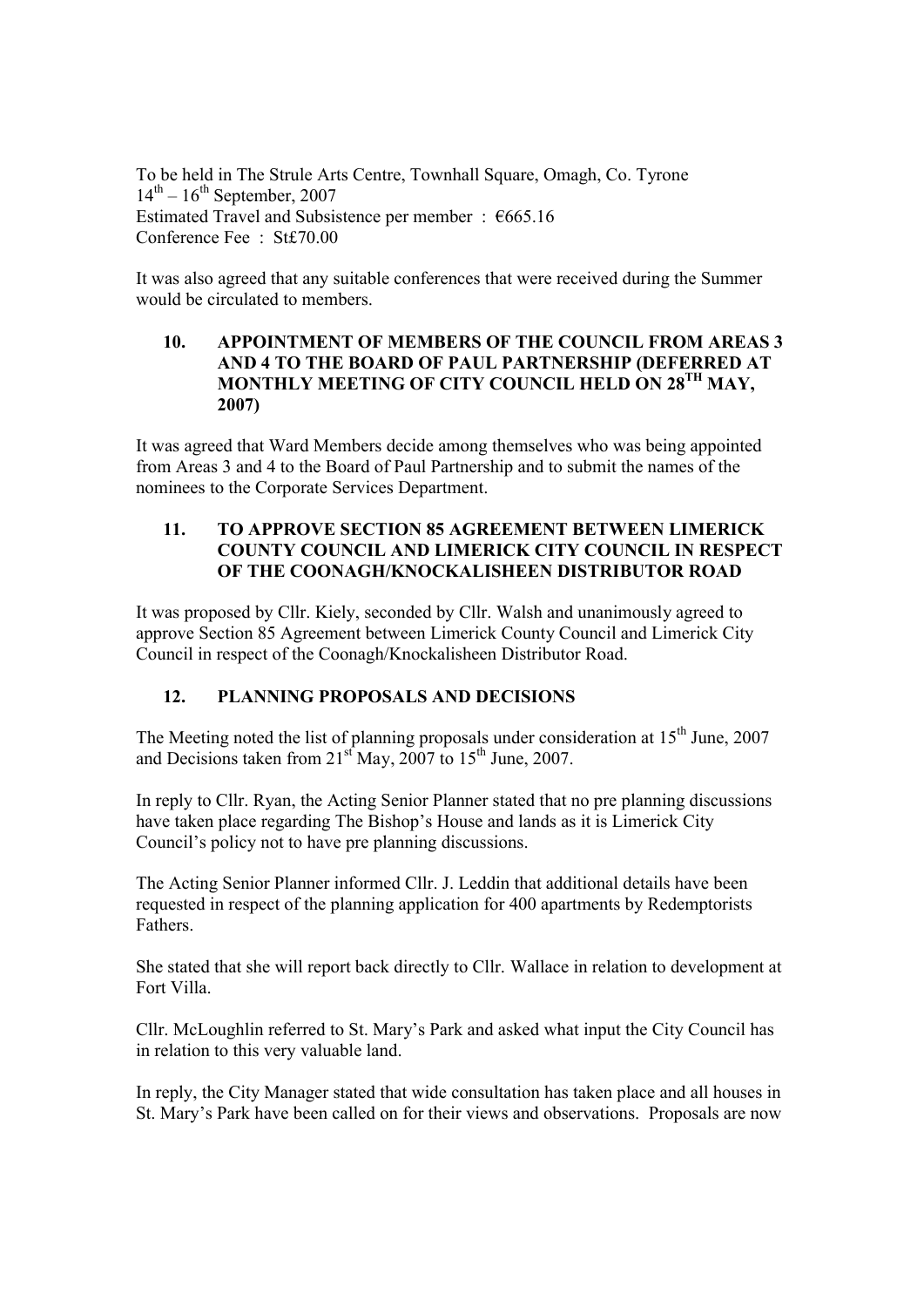To be held in The Strule Arts Centre, Townhall Square, Omagh, Co. Tyrone
14th – 16th September, 2007
Estimated Travel and Subsistence per member : €665.16
Conference Fee : St£70.00

It was also agreed that any suitable conferences that were received during the Summer would be circulated to members.

## 10. APPOINTMENT OF MEMBERS OF THE COUNCIL FROM AREAS 3 AND 4 TO THE BOARD OF PAUL PARTNERSHIP (DEFERRED AT MONTHLY MEETING OF CITY COUNCIL HELD ON 28TH MAY, 2007)

It was agreed that Ward Members decide among themselves who was being appointed from Areas 3 and 4 to the Board of Paul Partnership and to submit the names of the nominees to the Corporate Services Department.

## 11. TO APPROVE SECTION 85 AGREEMENT BETWEEN LIMERICK COUNTY COUNCIL AND LIMERICK CITY COUNCIL IN RESPECT OF THE COONAGH/KNOCKALISHEEN DISTRIBUTOR ROAD

It was proposed by Cllr. Kiely, seconded by Cllr. Walsh and unanimously agreed to approve Section 85 Agreement between Limerick County Council and Limerick City Council in respect of the Coonagh/Knockalisheen Distributor Road.

## 12. PLANNING PROPOSALS AND DECISIONS

The Meeting noted the list of planning proposals under consideration at 15th June, 2007 and Decisions taken from 21st May, 2007 to 15th June, 2007.

In reply to Cllr. Ryan, the Acting Senior Planner stated that no pre planning discussions have taken place regarding The Bishop's House and lands as it is Limerick City Council's policy not to have pre planning discussions.

The Acting Senior Planner informed Cllr. J. Leddin that additional details have been requested in respect of the planning application for 400 apartments by Redemptorists Fathers.

She stated that she will report back directly to Cllr. Wallace in relation to development at Fort Villa.

Cllr. McLoughlin referred to St. Mary's Park and asked what input the City Council has in relation to this very valuable land.

In reply, the City Manager stated that wide consultation has taken place and all houses in St. Mary's Park have been called on for their views and observations. Proposals are now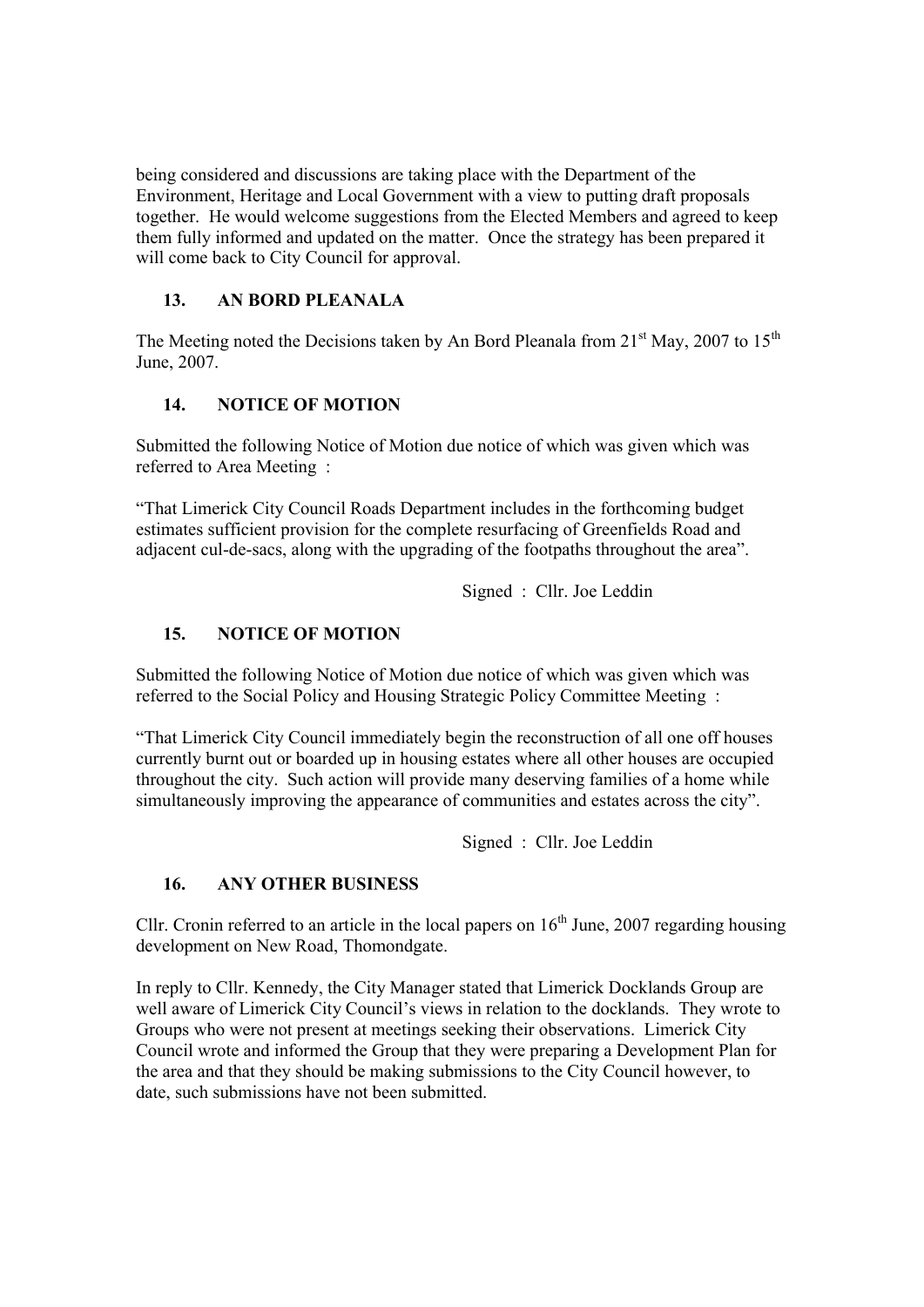being considered and discussions are taking place with the Department of the Environment, Heritage and Local Government with a view to putting draft proposals together. He would welcome suggestions from the Elected Members and agreed to keep them fully informed and updated on the matter. Once the strategy has been prepared it will come back to City Council for approval.

## 13. AN BORD PLEANALA

The Meeting noted the Decisions taken by An Bord Pleanala from 21st May, 2007 to 15th June, 2007.

## 14. NOTICE OF MOTION

Submitted the following Notice of Motion due notice of which was given which was referred to Area Meeting :

"That Limerick City Council Roads Department includes in the forthcoming budget estimates sufficient provision for the complete resurfacing of Greenfields Road and adjacent cul-de-sacs, along with the upgrading of the footpaths throughout the area".

Signed : Cllr. Joe Leddin

## 15. NOTICE OF MOTION

Submitted the following Notice of Motion due notice of which was given which was referred to the Social Policy and Housing Strategic Policy Committee Meeting :

"That Limerick City Council immediately begin the reconstruction of all one off houses currently burnt out or boarded up in housing estates where all other houses are occupied throughout the city. Such action will provide many deserving families of a home while simultaneously improving the appearance of communities and estates across the city".

Signed : Cllr. Joe Leddin

## 16. ANY OTHER BUSINESS

Cllr. Cronin referred to an article in the local papers on 16th June, 2007 regarding housing development on New Road, Thomondgate.

In reply to Cllr. Kennedy, the City Manager stated that Limerick Docklands Group are well aware of Limerick City Council's views in relation to the docklands. They wrote to Groups who were not present at meetings seeking their observations. Limerick City Council wrote and informed the Group that they were preparing a Development Plan for the area and that they should be making submissions to the City Council however, to date, such submissions have not been submitted.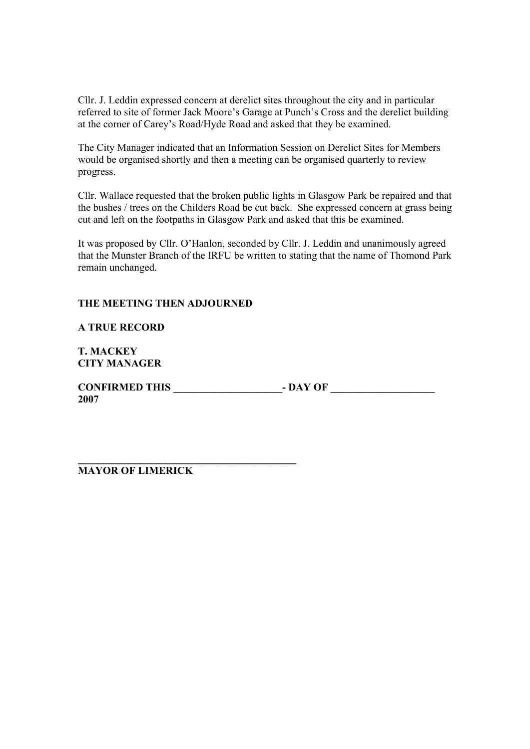Cllr. J. Leddin expressed concern at derelict sites throughout the city and in particular referred to site of former Jack Moore's Garage at Punch's Cross and the derelict building at the corner of Carey's Road/Hyde Road and asked that they be examined.

The City Manager indicated that an Information Session on Derelict Sites for Members would be organised shortly and then a meeting can be organised quarterly to review progress.

Cllr. Wallace requested that the broken public lights in Glasgow Park be repaired and that the bushes / trees on the Childers Road be cut back. She expressed concern at grass being cut and left on the footpaths in Glasgow Park and asked that this be examined.

It was proposed by Cllr. O'Hanlon, seconded by Cllr. J. Leddin and unanimously agreed that the Munster Branch of the IRFU be written to stating that the name of Thomond Park remain unchanged.

**THE MEETING THEN ADJOURNED**

**A TRUE RECORD**

**T. MACKEY**
**CITY MANAGER**

**CONFIRMED THIS _____________________- DAY OF ____________________ 2007**

**___________________________________________**
**MAYOR OF LIMERICK**